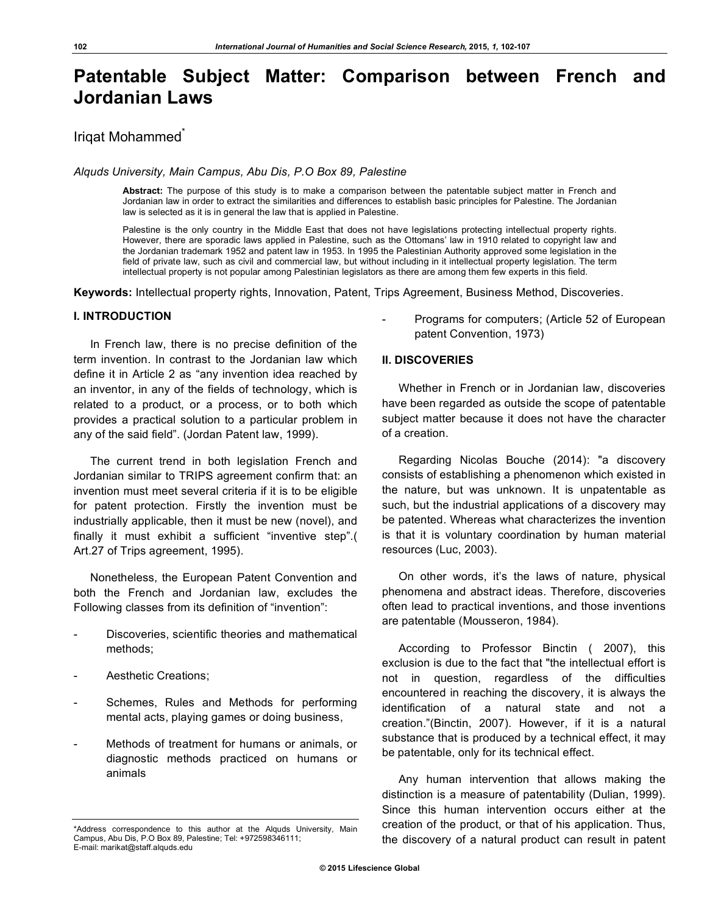# Patentable Subject Matter: Comparison between French and Jordanian Laws

Iriqat Mohammed*

*Alquds University, Main Campus, Abu Dis, P.O Box 89, Palestine*

**Abstract:** The purpose of this study is to make a comparison between the patentable subject matter in French and Jordanian law in order to extract the similarities and differences to establish basic principles for Palestine. The Jordanian law is selected as it is in general the law that is applied in Palestine.

Palestine is the only country in the Middle East that does not have legislations protecting intellectual property rights. However, there are sporadic laws applied in Palestine, such as the Ottomans' law in 1910 related to copyright law and the Jordanian trademark 1952 and patent law in 1953. In 1995 the Palestinian Authority approved some legislation in the field of private law, such as civil and commercial law, but without including in it intellectual property legislation. The term intellectual property is not popular among Palestinian legislators as there are among them few experts in this field.

**Keywords:** Intellectual property rights, Innovation, Patent, Trips Agreement, Business Method, Discoveries.

## I. INTRODUCTION

In French law, there is no precise definition of the term invention. In contrast to the Jordanian law which define it in Article 2 as "any invention idea reached by an inventor, in any of the fields of technology, which is related to a product, or a process, or to both which provides a practical solution to a particular problem in any of the said field". (Jordan Patent law, 1999).

The current trend in both legislation French and Jordanian similar to TRIPS agreement confirm that: an invention must meet several criteria if it is to be eligible for patent protection. Firstly the invention must be industrially applicable, then it must be new (novel), and finally it must exhibit a sufficient "inventive step".( Art.27 of Trips agreement, 1995).

Nonetheless, the European Patent Convention and both the French and Jordanian law, excludes the Following classes from its definition of "invention":

- Discoveries, scientific theories and mathematical methods;
- Aesthetic Creations;
- Schemes, Rules and Methods for performing mental acts, playing games or doing business,
- Methods of treatment for humans or animals, or diagnostic methods practiced on humans or animals
- Programs for computers; (Article 52 of European patent Convention, 1973)

## II. DISCOVERIES

Whether in French or in Jordanian law, discoveries have been regarded as outside the scope of patentable subject matter because it does not have the character of a creation.

Regarding Nicolas Bouche (2014): "a discovery consists of establishing a phenomenon which existed in the nature, but was unknown. It is unpatentable as such, but the industrial applications of a discovery may be patented. Whereas what characterizes the invention is that it is voluntary coordination by human material resources (Luc, 2003).

On other words, it's the laws of nature, physical phenomena and abstract ideas. Therefore, discoveries often lead to practical inventions, and those inventions are patentable (Mousseron, 1984).

According to Professor Binctin ( 2007), this exclusion is due to the fact that "the intellectual effort is not in question, regardless of the difficulties encountered in reaching the discovery, it is always the identification of a natural state and not a creation."(Binctin, 2007). However, if it is a natural substance that is produced by a technical effect, it may be patentable, only for its technical effect.

Any human intervention that allows making the distinction is a measure of patentability (Dulian, 1999). Since this human intervention occurs either at the creation of the product, or that of his application. Thus, the discovery of a natural product can result in patent

*Address correspondence to this author at the Alquds University, Main Campus, Abu Dis, P.O Box 89, Palestine; Tel: +972598346111; E-mail: marikat@staff.alquds.edu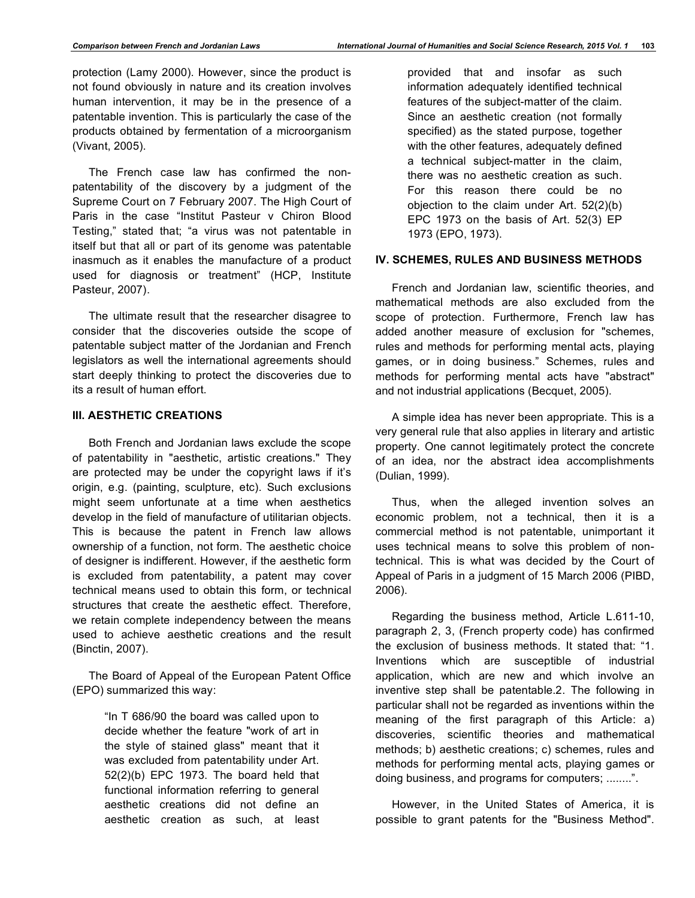protection (Lamy 2000). However, since the product is not found obviously in nature and its creation involves human intervention, it may be in the presence of a patentable invention. This is particularly the case of the products obtained by fermentation of a microorganism (Vivant, 2005).

The French case law has confirmed the non-patentability of the discovery by a judgment of the Supreme Court on 7 February 2007. The High Court of Paris in the case "Institut Pasteur v Chiron Blood Testing," stated that; "a virus was not patentable in itself but that all or part of its genome was patentable inasmuch as it enables the manufacture of a product used for diagnosis or treatment" (HCP, Institute Pasteur, 2007).

The ultimate result that the researcher disagree to consider that the discoveries outside the scope of patentable subject matter of the Jordanian and French legislators as well the international agreements should start deeply thinking to protect the discoveries due to its a result of human effort.

## III. AESTHETIC CREATIONS

Both French and Jordanian laws exclude the scope of patentability in "aesthetic, artistic creations." They are protected may be under the copyright laws if it's origin, e.g. (painting, sculpture, etc). Such exclusions might seem unfortunate at a time when aesthetics develop in the field of manufacture of utilitarian objects. This is because the patent in French law allows ownership of a function, not form. The aesthetic choice of designer is indifferent. However, if the aesthetic form is excluded from patentability, a patent may cover technical means used to obtain this form, or technical structures that create the aesthetic effect. Therefore, we retain complete independency between the means used to achieve aesthetic creations and the result (Binctin, 2007).

The Board of Appeal of the European Patent Office (EPO) summarized this way:

> "In T 686/90 the board was called upon to decide whether the feature "work of art in the style of stained glass" meant that it was excluded from patentability under Art. 52(2)(b) EPC 1973. The board held that functional information referring to general aesthetic creations did not define an aesthetic creation as such, at least provided that and insofar as such information adequately identified technical features of the subject-matter of the claim. Since an aesthetic creation (not formally specified) as the stated purpose, together with the other features, adequately defined a technical subject-matter in the claim, there was no aesthetic creation as such. For this reason there could be no objection to the claim under Art. 52(2)(b) EPC 1973 on the basis of Art. 52(3) EP 1973 (EPO, 1973).

## IV. SCHEMES, RULES AND BUSINESS METHODS

French and Jordanian law, scientific theories, and mathematical methods are also excluded from the scope of protection. Furthermore, French law has added another measure of exclusion for "schemes, rules and methods for performing mental acts, playing games, or in doing business." Schemes, rules and methods for performing mental acts have "abstract" and not industrial applications (Becquet, 2005).

A simple idea has never been appropriate. This is a very general rule that also applies in literary and artistic property. One cannot legitimately protect the concrete of an idea, nor the abstract idea accomplishments (Dulian, 1999).

Thus, when the alleged invention solves an economic problem, not a technical, then it is a commercial method is not patentable, unimportant it uses technical means to solve this problem of non-technical. This is what was decided by the Court of Appeal of Paris in a judgment of 15 March 2006 (PIBD, 2006).

Regarding the business method, Article L.611-10, paragraph 2, 3, (French property code) has confirmed the exclusion of business methods. It stated that: "1. Inventions which are susceptible of industrial application, which are new and which involve an inventive step shall be patentable.2. The following in particular shall not be regarded as inventions within the meaning of the first paragraph of this Article: a) discoveries, scientific theories and mathematical methods; b) aesthetic creations; c) schemes, rules and methods for performing mental acts, playing games or doing business, and programs for computers; ........".

However, in the United States of America, it is possible to grant patents for the "Business Method".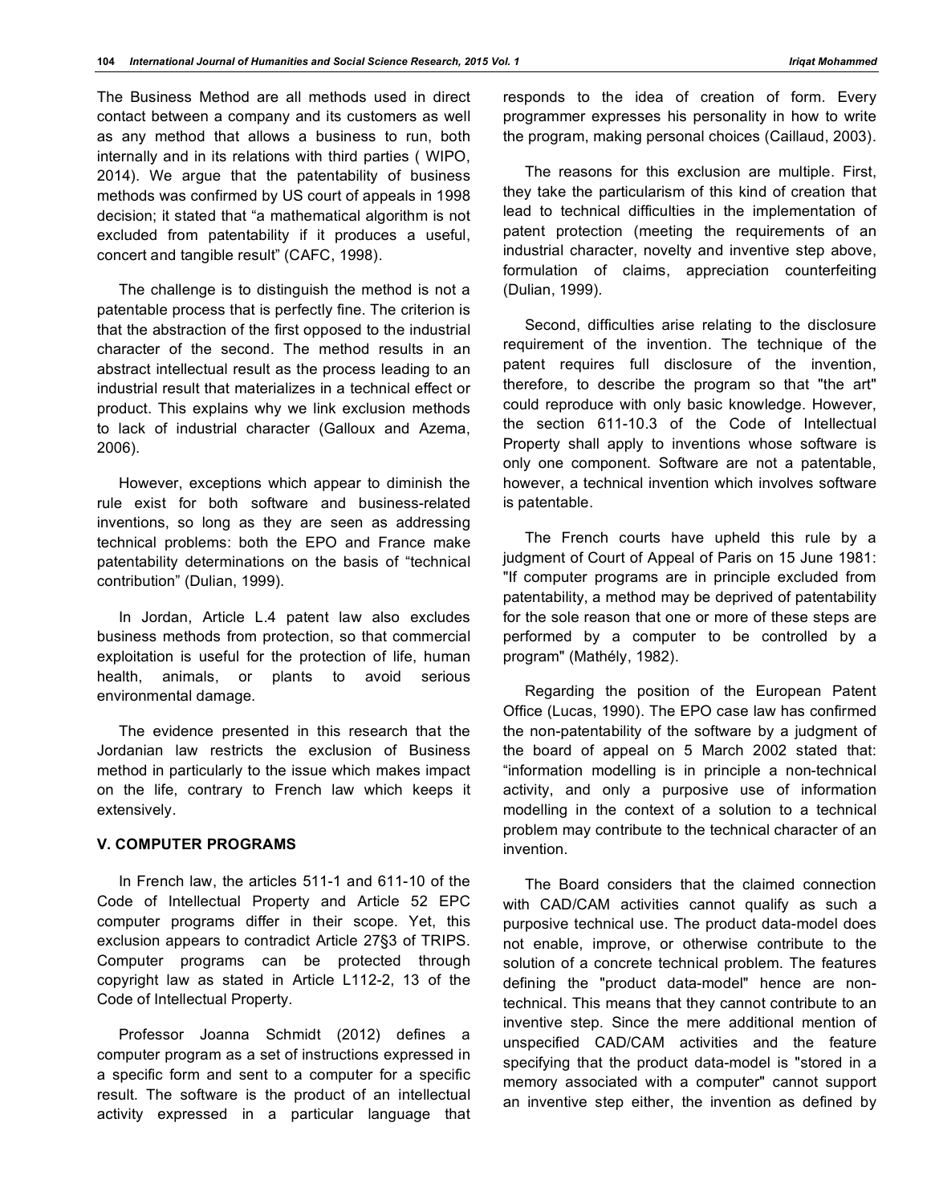The Business Method are all methods used in direct contact between a company and its customers as well as any method that allows a business to run, both internally and in its relations with third parties ( WIPO, 2014). We argue that the patentability of business methods was confirmed by US court of appeals in 1998 decision; it stated that "a mathematical algorithm is not excluded from patentability if it produces a useful, concert and tangible result" (CAFC, 1998).

The challenge is to distinguish the method is not a patentable process that is perfectly fine. The criterion is that the abstraction of the first opposed to the industrial character of the second. The method results in an abstract intellectual result as the process leading to an industrial result that materializes in a technical effect or product. This explains why we link exclusion methods to lack of industrial character (Galloux and Azema, 2006).

However, exceptions which appear to diminish the rule exist for both software and business-related inventions, so long as they are seen as addressing technical problems: both the EPO and France make patentability determinations on the basis of "technical contribution" (Dulian, 1999).

In Jordan, Article L.4 patent law also excludes business methods from protection, so that commercial exploitation is useful for the protection of life, human health, animals, or plants to avoid serious environmental damage.

The evidence presented in this research that the Jordanian law restricts the exclusion of Business method in particularly to the issue which makes impact on the life, contrary to French law which keeps it extensively.

## V. COMPUTER PROGRAMS

In French law, the articles 511-1 and 611-10 of the Code of Intellectual Property and Article 52 EPC computer programs differ in their scope. Yet, this exclusion appears to contradict Article 27§3 of TRIPS. Computer programs can be protected through copyright law as stated in Article L112-2, 13 of the Code of Intellectual Property.

Professor Joanna Schmidt (2012) defines a computer program as a set of instructions expressed in a specific form and sent to a computer for a specific result. The software is the product of an intellectual activity expressed in a particular language that responds to the idea of creation of form. Every programmer expresses his personality in how to write the program, making personal choices (Caillaud, 2003).

The reasons for this exclusion are multiple. First, they take the particularism of this kind of creation that lead to technical difficulties in the implementation of patent protection (meeting the requirements of an industrial character, novelty and inventive step above, formulation of claims, appreciation counterfeiting (Dulian, 1999).

Second, difficulties arise relating to the disclosure requirement of the invention. The technique of the patent requires full disclosure of the invention, therefore, to describe the program so that "the art" could reproduce with only basic knowledge. However, the section 611-10.3 of the Code of Intellectual Property shall apply to inventions whose software is only one component. Software are not a patentable, however, a technical invention which involves software is patentable.

The French courts have upheld this rule by a judgment of Court of Appeal of Paris on 15 June 1981: "If computer programs are in principle excluded from patentability, a method may be deprived of patentability for the sole reason that one or more of these steps are performed by a computer to be controlled by a program" (Mathély, 1982).

Regarding the position of the European Patent Office (Lucas, 1990). The EPO case law has confirmed the non-patentability of the software by a judgment of the board of appeal on 5 March 2002 stated that: "information modelling is in principle a non-technical activity, and only a purposive use of information modelling in the context of a solution to a technical problem may contribute to the technical character of an invention.

The Board considers that the claimed connection with CAD/CAM activities cannot qualify as such a purposive technical use. The product data-model does not enable, improve, or otherwise contribute to the solution of a concrete technical problem. The features defining the "product data-model" hence are non-technical. This means that they cannot contribute to an inventive step. Since the mere additional mention of unspecified CAD/CAM activities and the feature specifying that the product data-model is "stored in a memory associated with a computer" cannot support an inventive step either, the invention as defined by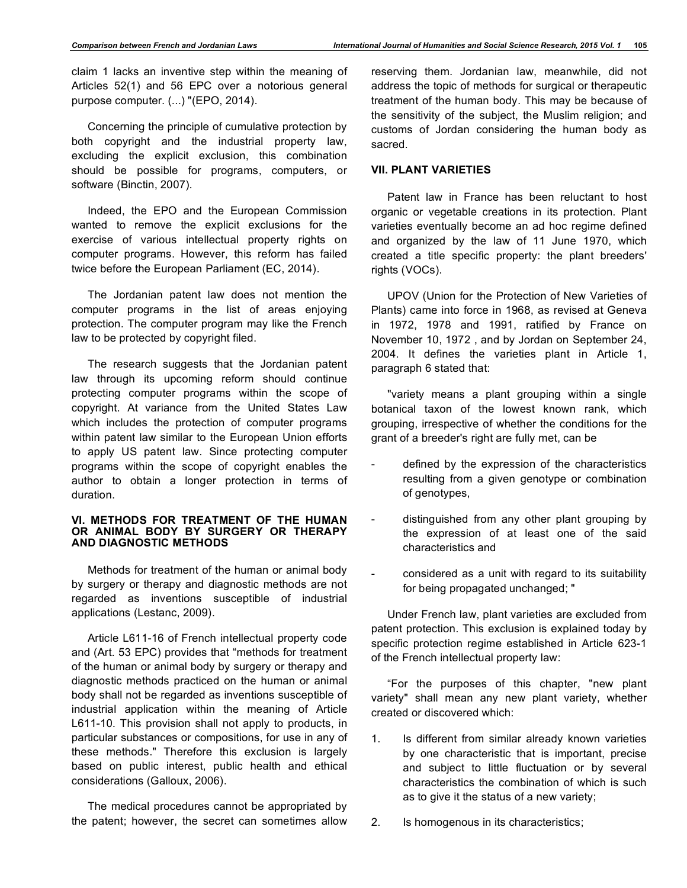claim 1 lacks an inventive step within the meaning of Articles 52(1) and 56 EPC over a notorious general purpose computer. (...) "(EPO, 2014).

Concerning the principle of cumulative protection by both copyright and the industrial property law, excluding the explicit exclusion, this combination should be possible for programs, computers, or software (Binctin, 2007).

Indeed, the EPO and the European Commission wanted to remove the explicit exclusions for the exercise of various intellectual property rights on computer programs. However, this reform has failed twice before the European Parliament (EC, 2014).

The Jordanian patent law does not mention the computer programs in the list of areas enjoying protection. The computer program may like the French law to be protected by copyright filed.

The research suggests that the Jordanian patent law through its upcoming reform should continue protecting computer programs within the scope of copyright. At variance from the United States Law which includes the protection of computer programs within patent law similar to the European Union efforts to apply US patent law. Since protecting computer programs within the scope of copyright enables the author to obtain a longer protection in terms of duration.

## VI. METHODS FOR TREATMENT OF THE HUMAN OR ANIMAL BODY BY SURGERY OR THERAPY AND DIAGNOSTIC METHODS

Methods for treatment of the human or animal body by surgery or therapy and diagnostic methods are not regarded as inventions susceptible of industrial applications (Lestanc, 2009).

Article L611-16 of French intellectual property code and (Art. 53 EPC) provides that "methods for treatment of the human or animal body by surgery or therapy and diagnostic methods practiced on the human or animal body shall not be regarded as inventions susceptible of industrial application within the meaning of Article L611-10. This provision shall not apply to products, in particular substances or compositions, for use in any of these methods." Therefore this exclusion is largely based on public interest, public health and ethical considerations (Galloux, 2006).

The medical procedures cannot be appropriated by the patent; however, the secret can sometimes allow reserving them. Jordanian law, meanwhile, did not address the topic of methods for surgical or therapeutic treatment of the human body. This may be because of the sensitivity of the subject, the Muslim religion; and customs of Jordan considering the human body as sacred.

## VII. PLANT VARIETIES

Patent law in France has been reluctant to host organic or vegetable creations in its protection. Plant varieties eventually become an ad hoc regime defined and organized by the law of 11 June 1970, which created a title specific property: the plant breeders' rights (VOCs).

UPOV (Union for the Protection of New Varieties of Plants) came into force in 1968, as revised at Geneva in 1972, 1978 and 1991, ratified by France on November 10, 1972 , and by Jordan on September 24, 2004. It defines the varieties plant in Article 1, paragraph 6 stated that:

"variety means a plant grouping within a single botanical taxon of the lowest known rank, which grouping, irrespective of whether the conditions for the grant of a breeder's right are fully met, can be

- defined by the expression of the characteristics resulting from a given genotype or combination of genotypes,
- distinguished from any other plant grouping by the expression of at least one of the said characteristics and
- considered as a unit with regard to its suitability for being propagated unchanged; "

Under French law, plant varieties are excluded from patent protection. This exclusion is explained today by specific protection regime established in Article 623-1 of the French intellectual property law:

"For the purposes of this chapter, "new plant variety" shall mean any new plant variety, whether created or discovered which:

1. Is different from similar already known varieties by one characteristic that is important, precise and subject to little fluctuation or by several characteristics the combination of which is such as to give it the status of a new variety;
2. Is homogenous in its characteristics;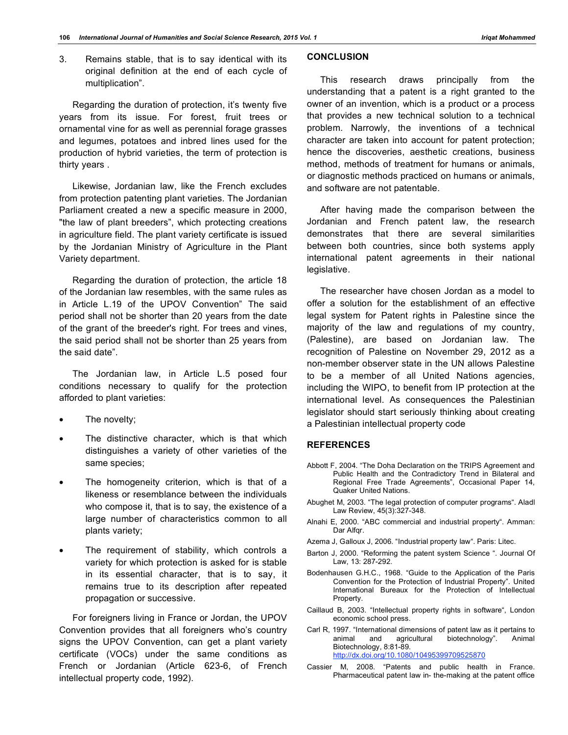3. Remains stable, that is to say identical with its original definition at the end of each cycle of multiplication".

Regarding the duration of protection, it's twenty five years from its issue. For forest, fruit trees or ornamental vine for as well as perennial forage grasses and legumes, potatoes and inbred lines used for the production of hybrid varieties, the term of protection is thirty years .

Likewise, Jordanian law, like the French excludes from protection patenting plant varieties. The Jordanian Parliament created a new a specific measure in 2000, "the law of plant breeders", which protecting creations in agriculture field. The plant variety certificate is issued by the Jordanian Ministry of Agriculture in the Plant Variety department.

Regarding the duration of protection, the article 18 of the Jordanian law resembles, with the same rules as in Article L.19 of the UPOV Convention" The said period shall not be shorter than 20 years from the date of the grant of the breeder's right. For trees and vines, the said period shall not be shorter than 25 years from the said date".

The Jordanian law, in Article L.5 posed four conditions necessary to qualify for the protection afforded to plant varieties:

- The novelty;
- The distinctive character, which is that which distinguishes a variety of other varieties of the same species;
- The homogeneity criterion, which is that of a likeness or resemblance between the individuals who compose it, that is to say, the existence of a large number of characteristics common to all plants variety;
- The requirement of stability, which controls a variety for which protection is asked for is stable in its essential character, that is to say, it remains true to its description after repeated propagation or successive.

For foreigners living in France or Jordan, the UPOV Convention provides that all foreigners who's country signs the UPOV Convention, can get a plant variety certificate (VOCs) under the same conditions as French or Jordanian (Article 623-6, of French intellectual property code, 1992).

## CONCLUSION

This research draws principally from the understanding that a patent is a right granted to the owner of an invention, which is a product or a process that provides a new technical solution to a technical problem. Narrowly, the inventions of a technical character are taken into account for patent protection; hence the discoveries, aesthetic creations, business method, methods of treatment for humans or animals, or diagnostic methods practiced on humans or animals, and software are not patentable.

After having made the comparison between the Jordanian and French patent law, the research demonstrates that there are several similarities between both countries, since both systems apply international patent agreements in their national legislative.

The researcher have chosen Jordan as a model to offer a solution for the establishment of an effective legal system for Patent rights in Palestine since the majority of the law and regulations of my country, (Palestine), are based on Jordanian law. The recognition of Palestine on November 29, 2012 as a non-member observer state in the UN allows Palestine to be a member of all United Nations agencies, including the WIPO, to benefit from IP protection at the international level. As consequences the Palestinian legislator should start seriously thinking about creating a Palestinian intellectual property code

## REFERENCES

Abbott F, 2004. "The Doha Declaration on the TRIPS Agreement and Public Health and the Contradictory Trend in Bilateral and Regional Free Trade Agreements", Occasional Paper 14, Quaker United Nations.

Abughet M, 2003. "The legal protection of computer programs". Aladl Law Review, 45(3):327-348.

Alnahi E, 2000. "ABC commercial and industrial property". Amman: Dar Alfqr.

Azema J, Galloux J, 2006. "Industrial property law". Paris: Litec.

Barton J, 2000. "Reforming the patent system Science ". Journal Of Law, 13: 287-292.

Bodenhausen G.H.C., 1968. "Guide to the Application of the Paris Convention for the Protection of Industrial Property". United International Bureaux for the Protection of Intellectual Property.

Caillaud B, 2003. "Intellectual property rights in software", London economic school press.

Carl R, 1997. "International dimensions of patent law as it pertains to animal and agricultural biotechnology". Animal Biotechnology, 8:81-89. http://dx.doi.org/10.1080/10495399709525870

Cassier M, 2008. "Patents and public health in France. Pharmaceutical patent law in- the-making at the patent office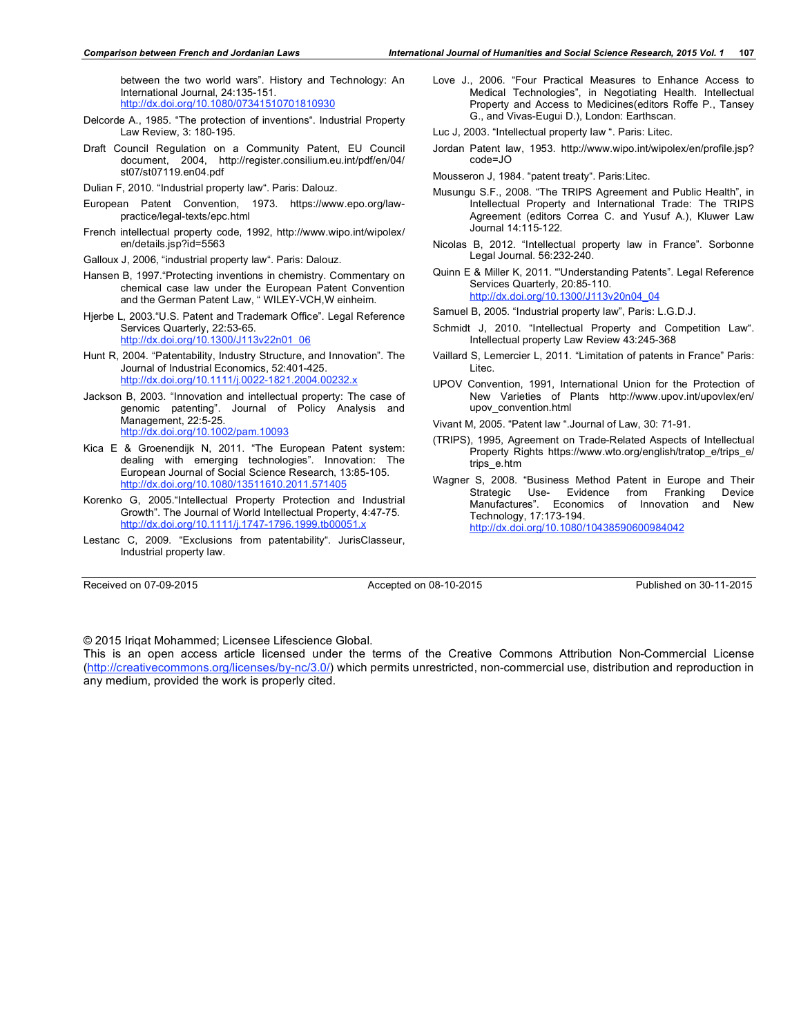between the two world wars". History and Technology: An International Journal, 24:135-151. http://dx.doi.org/10.1080/07341510701810930

Delcorde A., 1985. "The protection of inventions". Industrial Property Law Review, 3: 180-195.

Draft Council Regulation on a Community Patent, EU Council document, 2004, http://register.consilium.eu.int/pdf/en/04/st07/st07119.en04.pdf

Dulian F, 2010. "Industrial property law". Paris: Dalouz.

European Patent Convention, 1973. https://www.epo.org/law-practice/legal-texts/epc.html

French intellectual property code, 1992, http://www.wipo.int/wipolex/en/details.jsp?id=5563

Galloux J, 2006, "industrial property law". Paris: Dalouz.

Hansen B, 1997."Protecting inventions in chemistry. Commentary on chemical case law under the European Patent Convention and the German Patent Law, " WILEY-VCH,W einheim.

Hjerbe L, 2003."U.S. Patent and Trademark Office". Legal Reference Services Quarterly, 22:53-65. http://dx.doi.org/10.1300/J113v22n01_06

Hunt R, 2004. "Patentability, Industry Structure, and Innovation". The Journal of Industrial Economics, 52:401-425. http://dx.doi.org/10.1111/j.0022-1821.2004.00232.x

Jackson B, 2003. "Innovation and intellectual property: The case of genomic patenting". Journal of Policy Analysis and Management, 22:5-25. http://dx.doi.org/10.1002/pam.10093

Kica E & Groenendijk N, 2011. "The European Patent system: dealing with emerging technologies". Innovation: The European Journal of Social Science Research, 13:85-105. http://dx.doi.org/10.1080/13511610.2011.571405

Korenko G, 2005."Intellectual Property Protection and Industrial Growth". The Journal of World Intellectual Property, 4:47-75. http://dx.doi.org/10.1111/j.1747-1796.1999.tb00051.x

Lestanc C, 2009. "Exclusions from patentability". JurisClasseur, Industrial property law.

Love J., 2006. "Four Practical Measures to Enhance Access to Medical Technologies", in Negotiating Health. Intellectual Property and Access to Medicines(editors Roffe P., Tansey G., and Vivas-Eugui D.), London: Earthscan.

Luc J, 2003. "Intellectual property law ". Paris: Litec.

Jordan Patent law, 1953. http://www.wipo.int/wipolex/en/profile.jsp?code=JO

Mousseron J, 1984. "patent treaty". Paris:Litec.

Musungu S.F., 2008. "The TRIPS Agreement and Public Health", in Intellectual Property and International Trade: The TRIPS Agreement (editors Correa C. and Yusuf A.), Kluwer Law Journal 14:115-122.

Nicolas B, 2012. "Intellectual property law in France". Sorbonne Legal Journal. 56:232-240.

Quinn E & Miller K, 2011. ""Understanding Patents". Legal Reference Services Quarterly, 20:85-110. http://dx.doi.org/10.1300/J113v20n04_04

Samuel B, 2005. "Industrial property law", Paris: L.G.D.J.

Schmidt J, 2010. "Intellectual Property and Competition Law". Intellectual property Law Review 43:245-368

Vaillard S, Lemercier L, 2011. "Limitation of patents in France" Paris: Litec.

UPOV Convention, 1991, International Union for the Protection of New Varieties of Plants http://www.upov.int/upovlex/en/upov_convention.html

Vivant M, 2005. "Patent law ".Journal of Law, 30: 71-91.

(TRIPS), 1995, Agreement on Trade-Related Aspects of Intellectual Property Rights https://www.wto.org/english/tratop_e/trips_e/trips_e.htm

Wagner S, 2008. "Business Method Patent in Europe and Their Strategic Use- Evidence from Franking Device Manufactures". Economics of Innovation and New Technology, 17:173-194. http://dx.doi.org/10.1080/10438590600984042

Received on 07-09-2015 Accepted on 08-10-2015 Published on 30-11-2015

© 2015 Iriqat Mohammed; Licensee Lifescience Global.

This is an open access article licensed under the terms of the Creative Commons Attribution Non-Commercial License (http://creativecommons.org/licenses/by-nc/3.0/) which permits unrestricted, non-commercial use, distribution and reproduction in any medium, provided the work is properly cited.